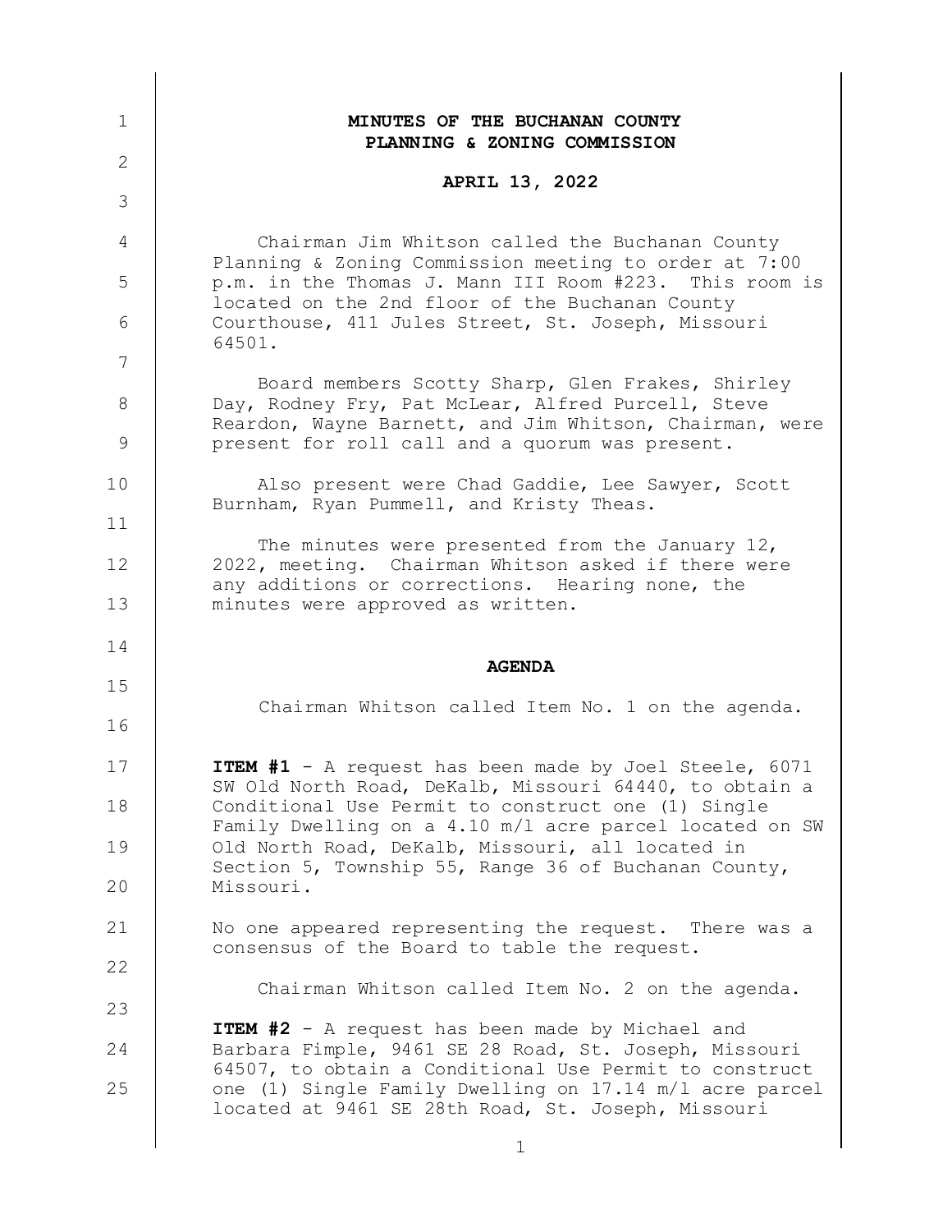# MINUTES OF THE BUCHANAN COUNTY PLANNING & ZONING COMMISSION

## APRIL 13, 2022

Chairman Jim Whitson called the Buchanan County Planning & Zoning Commission meeting to order at 7:00 p.m. in the Thomas J. Mann III Room #223. This room is located on the 2nd floor of the Buchanan County Courthouse, 411 Jules Street, St. Joseph, Missouri 64501.

Board members Scotty Sharp, Glen Frakes, Shirley Day, Rodney Fry, Pat McLear, Alfred Purcell, Steve Reardon, Wayne Barnett, and Jim Whitson, Chairman, were present for roll call and a quorum was present.

Also present were Chad Gaddie, Lee Sawyer, Scott Burnham, Ryan Pummell, and Kristy Theas.

The minutes were presented from the January 12, 2022, meeting. Chairman Whitson asked if there were any additions or corrections. Hearing none, the minutes were approved as written.

## AGENDA

Chairman Whitson called Item No. 1 on the agenda.

**ITEM #1** - A request has been made by Joel Steele, 6071 SW Old North Road, DeKalb, Missouri 64440, to obtain a Conditional Use Permit to construct one (1) Single Family Dwelling on a 4.10 m/l acre parcel located on SW Old North Road, DeKalb, Missouri, all located in Section 5, Township 55, Range 36 of Buchanan County, Missouri.

No one appeared representing the request. There was a consensus of the Board to table the request.

Chairman Whitson called Item No. 2 on the agenda.

**ITEM #2** - A request has been made by Michael and Barbara Fimple, 9461 SE 28 Road, St. Joseph, Missouri 64507, to obtain a Conditional Use Permit to construct one (1) Single Family Dwelling on 17.14 m/l acre parcel located at 9461 SE 28th Road, St. Joseph, Missouri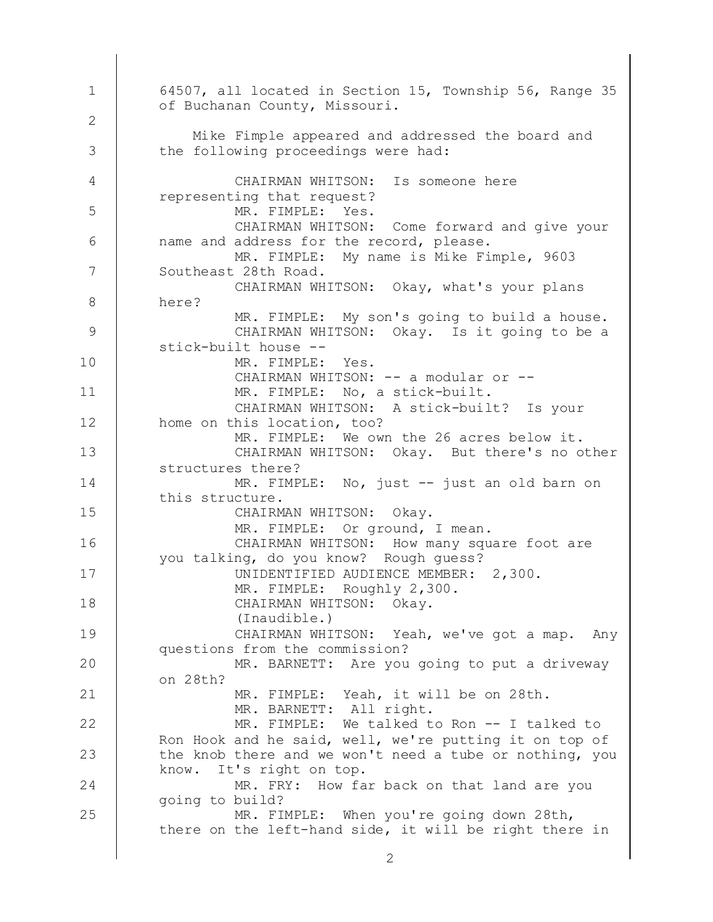64507, all located in Section 15, Township 56, Range 35 of Buchanan County, Missouri.

Mike Fimple appeared and addressed the board and the following proceedings were had:

CHAIRMAN WHITSON: Is someone here representing that request?

MR. FIMPLE: Yes.

CHAIRMAN WHITSON: Come forward and give your name and address for the record, please.

MR. FIMPLE: My name is Mike Fimple, 9603 Southeast 28th Road.

CHAIRMAN WHITSON: Okay, what's your plans here?

MR. FIMPLE: My son's going to build a house.

CHAIRMAN WHITSON: Okay. Is it going to be a stick-built house --

MR. FIMPLE: Yes.

CHAIRMAN WHITSON: -- a modular or --

MR. FIMPLE: No, a stick-built.

CHAIRMAN WHITSON: A stick-built? Is your home on this location, too?

MR. FIMPLE: We own the 26 acres below it.

CHAIRMAN WHITSON: Okay. But there's no other structures there?

MR. FIMPLE: No, just -- just an old barn on this structure.

CHAIRMAN WHITSON: Okay.

MR. FIMPLE: Or ground, I mean.

CHAIRMAN WHITSON: How many square foot are you talking, do you know? Rough guess?

UNIDENTIFIED AUDIENCE MEMBER: 2,300.

MR. FIMPLE: Roughly 2,300.

CHAIRMAN WHITSON: Okay.

(Inaudible.)

CHAIRMAN WHITSON: Yeah, we've got a map. Any questions from the commission?

MR. BARNETT: Are you going to put a driveway on 28th?

MR. FIMPLE: Yeah, it will be on 28th.

MR. BARNETT: All right.

MR. FIMPLE: We talked to Ron -- I talked to Ron Hook and he said, well, we're putting it on top of the knob there and we won't need a tube or nothing, you know. It's right on top.

MR. FRY: How far back on that land are you going to build?

MR. FIMPLE: When you're going down 28th, there on the left-hand side, it will be right there in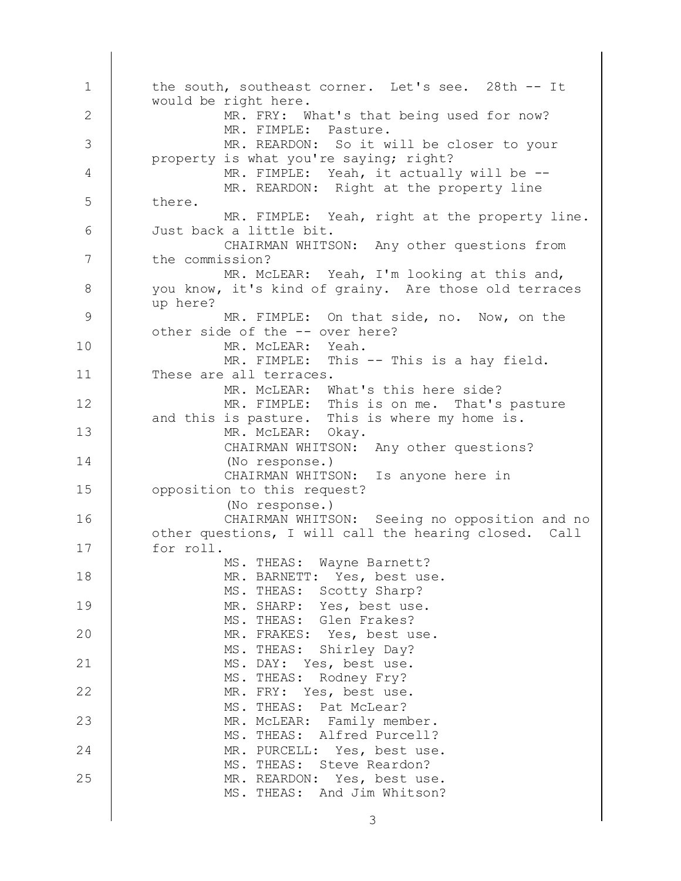the south, southeast corner. Let's see. 28th -- It would be right here.

MR. FRY: What's that being used for now?

MR. FIMPLE: Pasture.

MR. REARDON: So it will be closer to your property is what you're saying; right?

MR. FIMPLE: Yeah, it actually will be --

MR. REARDON: Right at the property line there.

MR. FIMPLE: Yeah, right at the property line. Just back a little bit.

CHAIRMAN WHITSON: Any other questions from the commission?

MR. McLEAR: Yeah, I'm looking at this and, you know, it's kind of grainy. Are those old terraces up here?

MR. FIMPLE: On that side, no. Now, on the other side of the -- over here?

MR. McLEAR: Yeah.

MR. FIMPLE: This -- This is a hay field. These are all terraces.

MR. McLEAR: What's this here side?

MR. FIMPLE: This is on me. That's pasture and this is pasture. This is where my home is.

MR. McLEAR: Okay.

CHAIRMAN WHITSON: Any other questions?

(No response.)

CHAIRMAN WHITSON: Is anyone here in opposition to this request?

(No response.)

CHAIRMAN WHITSON: Seeing no opposition and no other questions, I will call the hearing closed. Call for roll.

MS. THEAS: Wayne Barnett?

MR. BARNETT: Yes, best use.

MS. THEAS: Scotty Sharp?

MR. SHARP: Yes, best use.

MS. THEAS: Glen Frakes?

MR. FRAKES: Yes, best use.

MS. THEAS: Shirley Day?

MS. DAY: Yes, best use.

MS. THEAS: Rodney Fry?

MR. FRY: Yes, best use.

MS. THEAS: Pat McLear?

MR. McLEAR: Family member.

MS. THEAS: Alfred Purcell?

MR. PURCELL: Yes, best use.

MS. THEAS: Steve Reardon?

MR. REARDON: Yes, best use.

MS. THEAS: And Jim Whitson?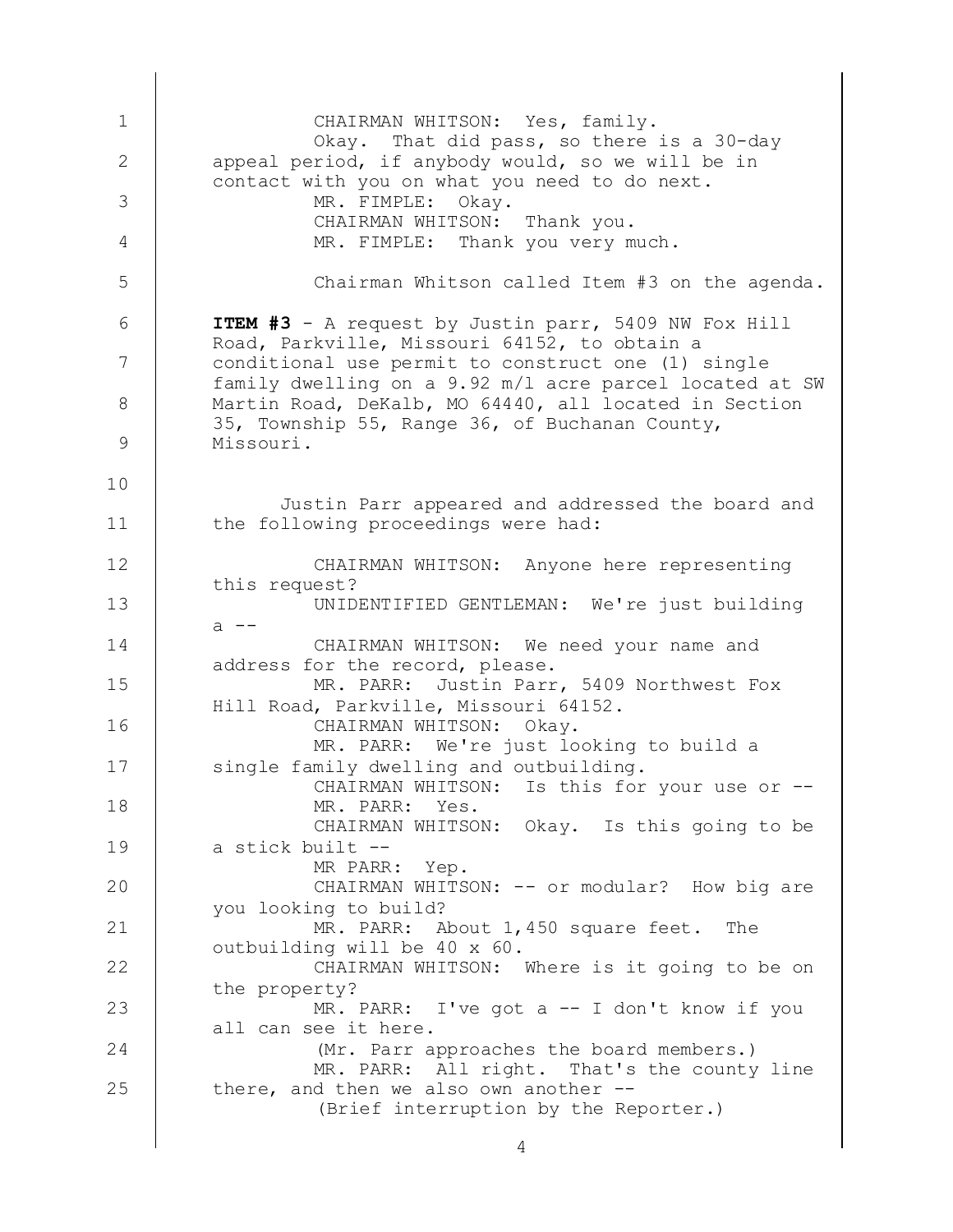CHAIRMAN WHITSON: Yes, family.

Okay. That did pass, so there is a 30-day appeal period, if anybody would, so we will be in contact with you on what you need to do next.

MR. FIMPLE: Okay.

CHAIRMAN WHITSON: Thank you.

MR. FIMPLE: Thank you very much.

Chairman Whitson called Item #3 on the agenda.

**ITEM #3** - A request by Justin parr, 5409 NW Fox Hill Road, Parkville, Missouri 64152, to obtain a conditional use permit to construct one (1) single family dwelling on a 9.92 m/l acre parcel located at SW Martin Road, DeKalb, MO 64440, all located in Section 35, Township 55, Range 36, of Buchanan County, Missouri.

Justin Parr appeared and addressed the board and the following proceedings were had:

CHAIRMAN WHITSON: Anyone here representing this request?

UNIDENTIFIED GENTLEMAN: We're just building a --

CHAIRMAN WHITSON: We need your name and address for the record, please.

MR. PARR: Justin Parr, 5409 Northwest Fox Hill Road, Parkville, Missouri 64152.

CHAIRMAN WHITSON: Okay.

MR. PARR: We're just looking to build a single family dwelling and outbuilding.

CHAIRMAN WHITSON: Is this for your use or --

MR. PARR: Yes.

CHAIRMAN WHITSON: Okay. Is this going to be a stick built --

MR PARR: Yep.

CHAIRMAN WHITSON: -- or modular? How big are you looking to build?

MR. PARR: About 1,450 square feet. The outbuilding will be 40 x 60.

CHAIRMAN WHITSON: Where is it going to be on the property?

MR. PARR: I've got a -- I don't know if you all can see it here.

(Mr. Parr approaches the board members.)

MR. PARR: All right. That's the county line there, and then we also own another --

(Brief interruption by the Reporter.)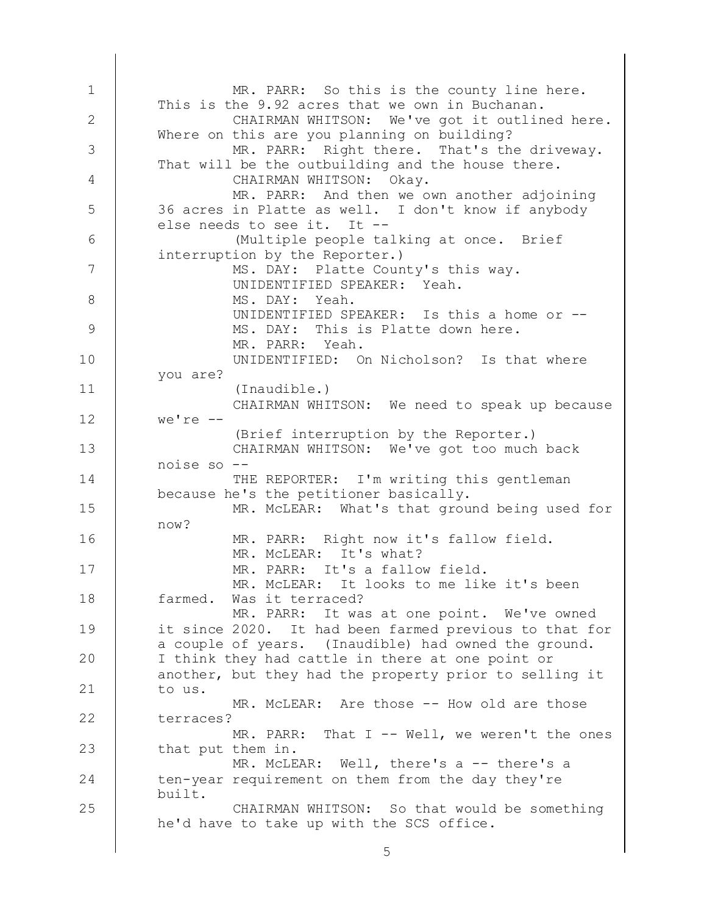MR. PARR: So this is the county line here. This is the 9.92 acres that we own in Buchanan.

CHAIRMAN WHITSON: We've got it outlined here. Where on this are you planning on building?

MR. PARR: Right there. That's the driveway. That will be the outbuilding and the house there.

CHAIRMAN WHITSON: Okay.

MR. PARR: And then we own another adjoining 36 acres in Platte as well. I don't know if anybody else needs to see it. It --

(Multiple people talking at once. Brief interruption by the Reporter.)

MS. DAY: Platte County's this way.

UNIDENTIFIED SPEAKER: Yeah.

MS. DAY: Yeah.

UNIDENTIFIED SPEAKER: Is this a home or --

MS. DAY: This is Platte down here.

MR. PARR: Yeah.

UNIDENTIFIED: On Nicholson? Is that where you are?

(Inaudible.)

CHAIRMAN WHITSON: We need to speak up because we're --

(Brief interruption by the Reporter.)

CHAIRMAN WHITSON: We've got too much back noise so --

THE REPORTER: I'm writing this gentleman because he's the petitioner basically.

MR. McLEAR: What's that ground being used for now?

MR. PARR: Right now it's fallow field.

MR. McLEAR: It's what?

MR. PARR: It's a fallow field.

MR. McLEAR: It looks to me like it's been farmed. Was it terraced?

MR. PARR: It was at one point. We've owned it since 2020. It had been farmed previous to that for a couple of years. (Inaudible) had owned the ground. I think they had cattle in there at one point or another, but they had the property prior to selling it to us.

MR. McLEAR: Are those -- How old are those terraces?

MR. PARR: That I -- Well, we weren't the ones that put them in.

MR. McLEAR: Well, there's a -- there's a ten-year requirement on them from the day they're built.

CHAIRMAN WHITSON: So that would be something he'd have to take up with the SCS office.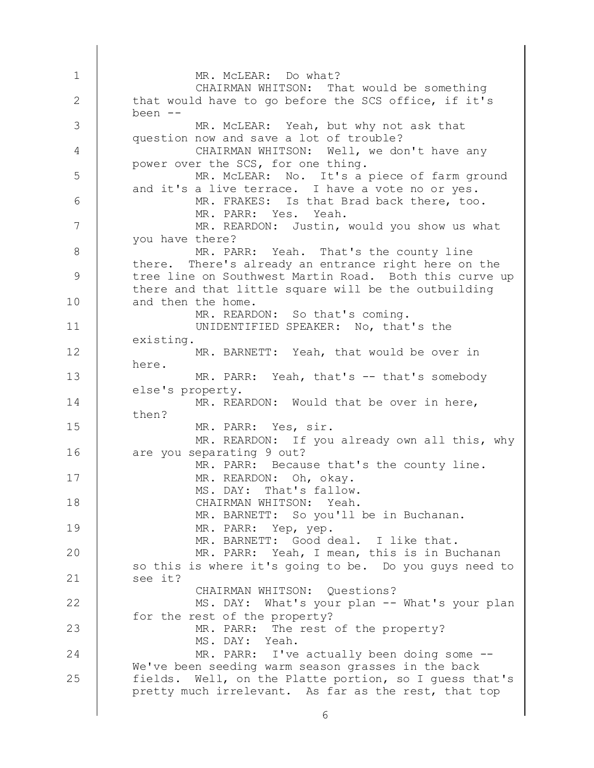MR. McLEAR: Do what?

CHAIRMAN WHITSON: That would be something that would have to go before the SCS office, if it's been --

MR. McLEAR: Yeah, but why not ask that question now and save a lot of trouble?

CHAIRMAN WHITSON: Well, we don't have any power over the SCS, for one thing.

MR. McLEAR: No. It's a piece of farm ground and it's a live terrace. I have a vote no or yes.

MR. FRAKES: Is that Brad back there, too.

MR. PARR: Yes. Yeah.

MR. REARDON: Justin, would you show us what you have there?

MR. PARR: Yeah. That's the county line there. There's already an entrance right here on the tree line on Southwest Martin Road. Both this curve up there and that little square will be the outbuilding and then the home.

MR. REARDON: So that's coming.

UNIDENTIFIED SPEAKER: No, that's the existing.

MR. BARNETT: Yeah, that would be over in here.

MR. PARR: Yeah, that's -- that's somebody else's property.

MR. REARDON: Would that be over in here, then?

MR. PARR: Yes, sir.

MR. REARDON: If you already own all this, why are you separating 9 out?

MR. PARR: Because that's the county line.

MR. REARDON: Oh, okay.

MS. DAY: That's fallow.

CHAIRMAN WHITSON: Yeah.

MR. BARNETT: So you'll be in Buchanan.

MR. PARR: Yep, yep.

MR. BARNETT: Good deal. I like that.

MR. PARR: Yeah, I mean, this is in Buchanan so this is where it's going to be. Do you guys need to see it?

CHAIRMAN WHITSON: Questions?

MS. DAY: What's your plan -- What's your plan for the rest of the property?

MR. PARR: The rest of the property?

MS. DAY: Yeah.

MR. PARR: I've actually been doing some -- We've been seeding warm season grasses in the back fields. Well, on the Platte portion, so I guess that's pretty much irrelevant. As far as the rest, that top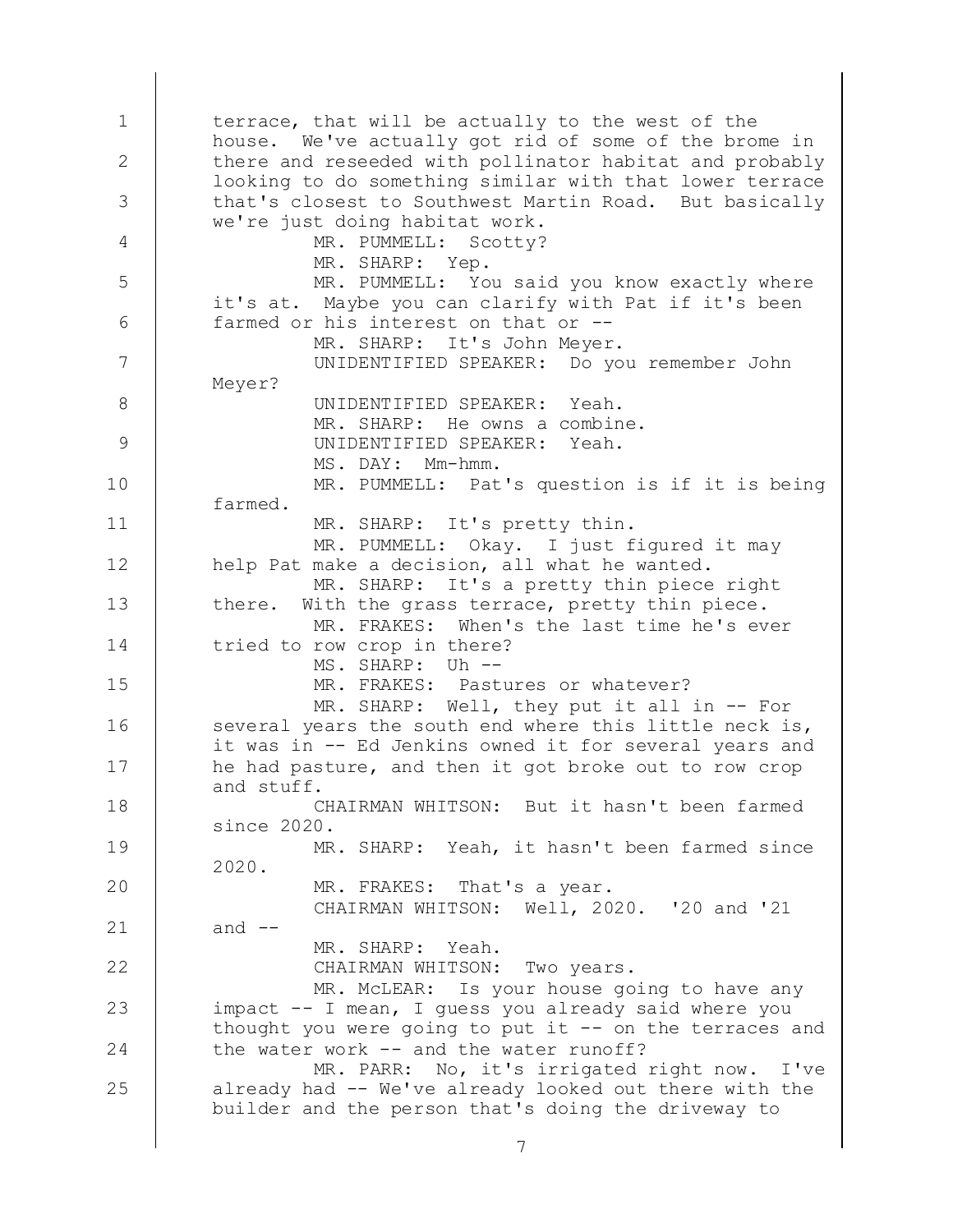terrace, that will be actually to the west of the house. We've actually got rid of some of the brome in there and reseeded with pollinator habitat and probably looking to do something similar with that lower terrace that's closest to Southwest Martin Road. But basically we're just doing habitat work.

MR. PUMMELL: Scotty?

MR. SHARP: Yep.

MR. PUMMELL: You said you know exactly where it's at. Maybe you can clarify with Pat if it's been farmed or his interest on that or --

MR. SHARP: It's John Meyer.

UNIDENTIFIED SPEAKER: Do you remember John Meyer?

UNIDENTIFIED SPEAKER: Yeah.

MR. SHARP: He owns a combine.

UNIDENTIFIED SPEAKER: Yeah.

MS. DAY: Mm-hmm.

MR. PUMMELL: Pat's question is if it is being farmed.

MR. SHARP: It's pretty thin.

MR. PUMMELL: Okay. I just figured it may help Pat make a decision, all what he wanted.

MR. SHARP: It's a pretty thin piece right there. With the grass terrace, pretty thin piece.

MR. FRAKES: When's the last time he's ever tried to row crop in there?

MS. SHARP: Uh --

MR. FRAKES: Pastures or whatever?

MR. SHARP: Well, they put it all in -- For several years the south end where this little neck is, it was in -- Ed Jenkins owned it for several years and he had pasture, and then it got broke out to row crop and stuff.

CHAIRMAN WHITSON: But it hasn't been farmed since 2020.

MR. SHARP: Yeah, it hasn't been farmed since 2020.

MR. FRAKES: That's a year.

CHAIRMAN WHITSON: Well, 2020. '20 and '21 and --

MR. SHARP: Yeah.

CHAIRMAN WHITSON: Two years.

MR. McLEAR: Is your house going to have any impact -- I mean, I guess you already said where you thought you were going to put it -- on the terraces and the water work -- and the water runoff?

MR. PARR: No, it's irrigated right now. I've already had -- We've already looked out there with the builder and the person that's doing the driveway to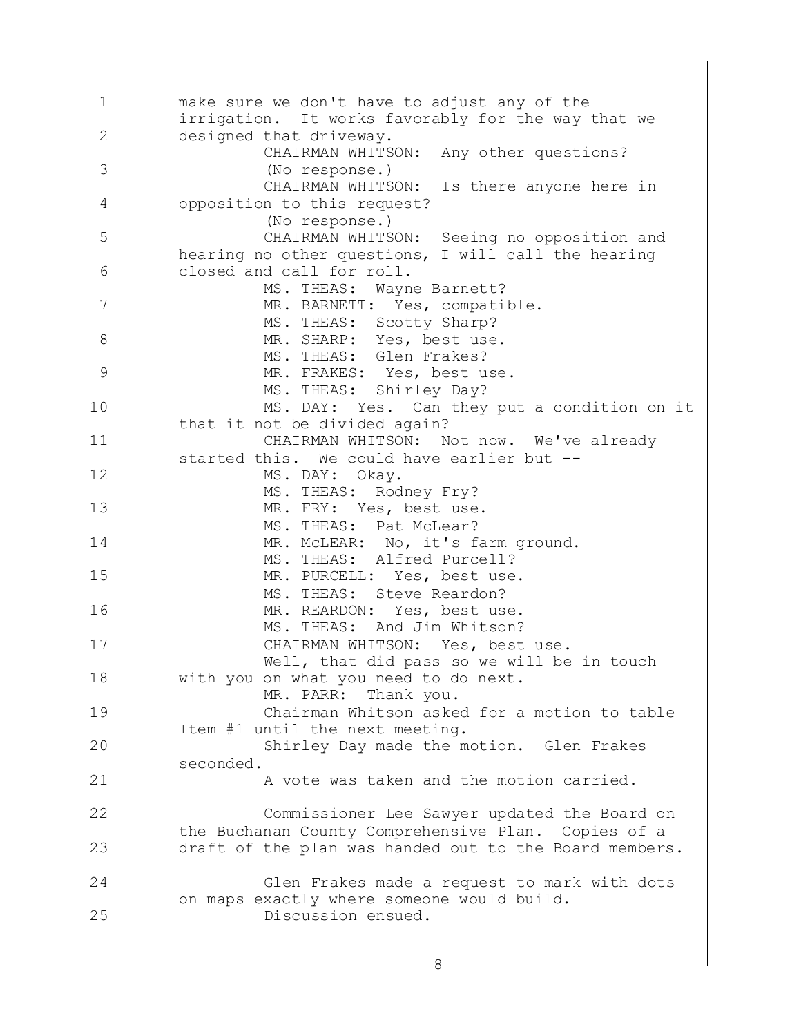make sure we don't have to adjust any of the irrigation. It works favorably for the way that we designed that driveway.

CHAIRMAN WHITSON: Any other questions?

(No response.)

CHAIRMAN WHITSON: Is there anyone here in opposition to this request?

(No response.)

CHAIRMAN WHITSON: Seeing no opposition and hearing no other questions, I will call the hearing closed and call for roll.

MS. THEAS: Wayne Barnett?

MR. BARNETT: Yes, compatible.

MS. THEAS: Scotty Sharp?

MR. SHARP: Yes, best use.

MS. THEAS: Glen Frakes?

MR. FRAKES: Yes, best use.

MS. THEAS: Shirley Day?

MS. DAY: Yes. Can they put a condition on it that it not be divided again?

CHAIRMAN WHITSON: Not now. We've already started this. We could have earlier but --

MS. DAY: Okay.

MS. THEAS: Rodney Fry?

MR. FRY: Yes, best use.

MS. THEAS: Pat McLear?

MR. McLEAR: No, it's farm ground.

MS. THEAS: Alfred Purcell?

MR. PURCELL: Yes, best use.

MS. THEAS: Steve Reardon?

MR. REARDON: Yes, best use.

MS. THEAS: And Jim Whitson?

CHAIRMAN WHITSON: Yes, best use.

Well, that did pass so we will be in touch with you on what you need to do next.

MR. PARR: Thank you.

Chairman Whitson asked for a motion to table Item #1 until the next meeting.

Shirley Day made the motion. Glen Frakes seconded.

A vote was taken and the motion carried.

Commissioner Lee Sawyer updated the Board on the Buchanan County Comprehensive Plan. Copies of a draft of the plan was handed out to the Board members.

Glen Frakes made a request to mark with dots on maps exactly where someone would build.

Discussion ensued.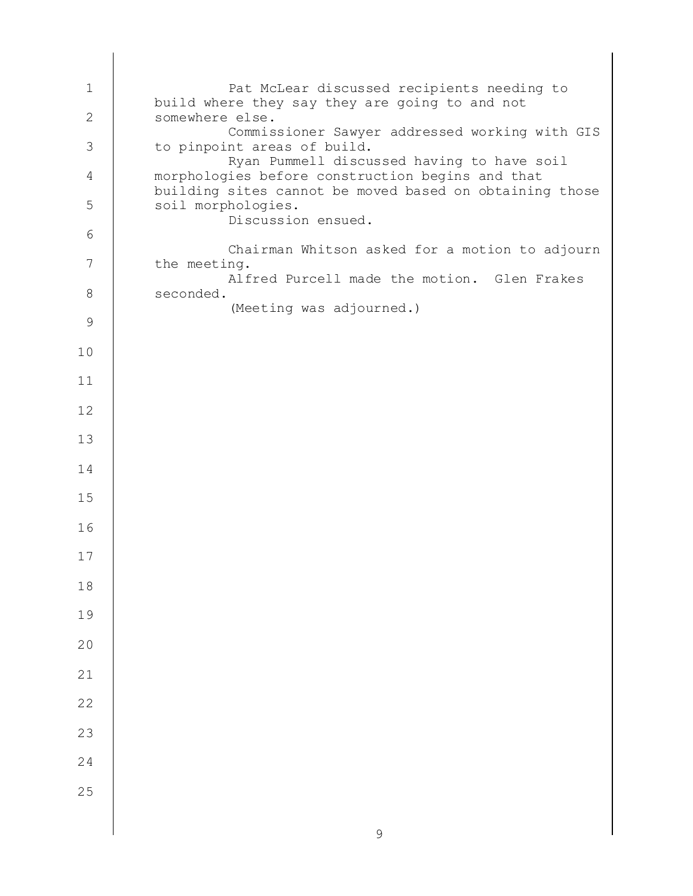Pat McLear discussed recipients needing to build where they say they are going to and not somewhere else.

Commissioner Sawyer addressed working with GIS to pinpoint areas of build.

Ryan Pummell discussed having to have soil morphologies before construction begins and that building sites cannot be moved based on obtaining those soil morphologies.

Discussion ensued.

Chairman Whitson asked for a motion to adjourn the meeting.

Alfred Purcell made the motion. Glen Frakes seconded.

(Meeting was adjourned.)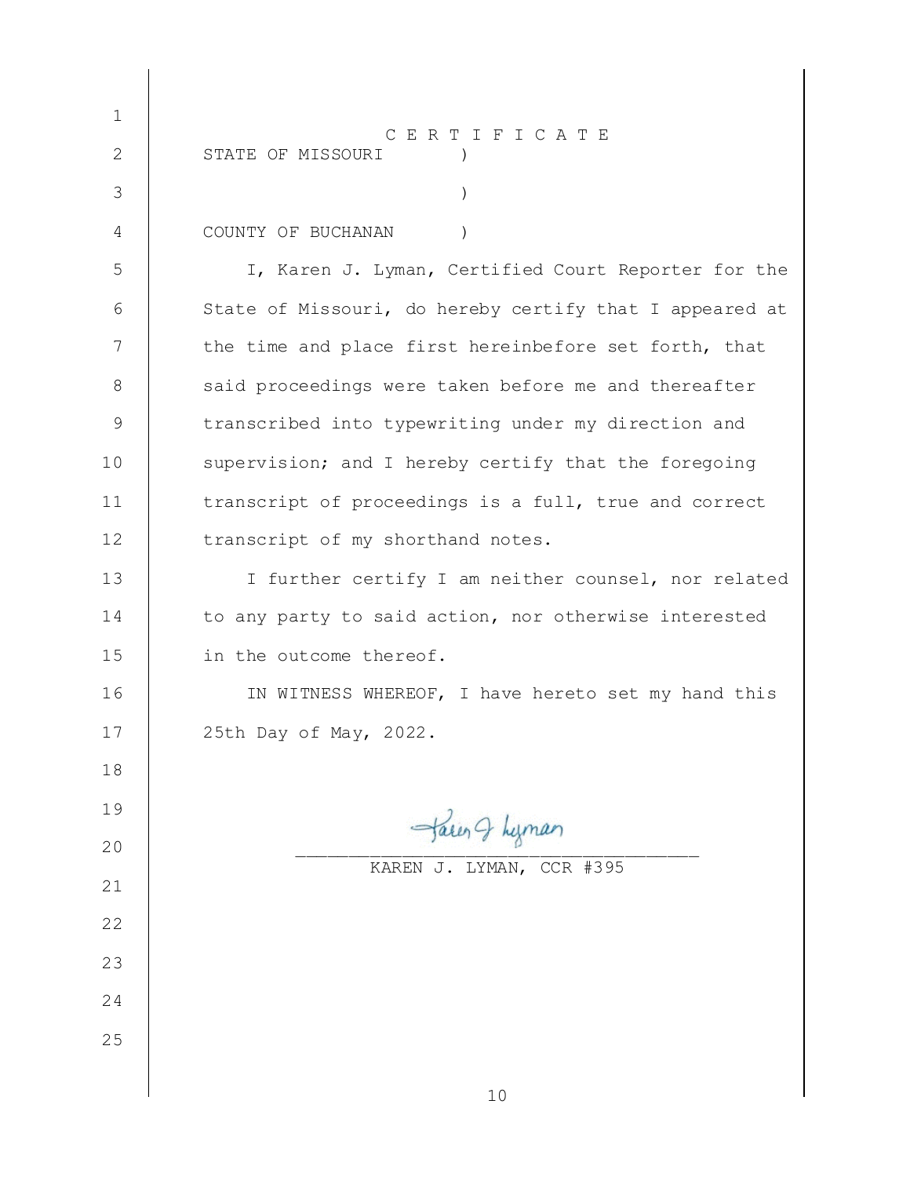# C E R T I F I C A T E

STATE OF MISSOURI )

)

COUNTY OF BUCHANAN )

I, Karen J. Lyman, Certified Court Reporter for the State of Missouri, do hereby certify that I appeared at the time and place first hereinbefore set forth, that said proceedings were taken before me and thereafter transcribed into typewriting under my direction and supervision; and I hereby certify that the foregoing transcript of proceedings is a full, true and correct transcript of my shorthand notes.

I further certify I am neither counsel, nor related to any party to said action, nor otherwise interested in the outcome thereof.

IN WITNESS WHEREOF, I have hereto set my hand this 25th Day of May, 2022.

Karen J. Lyman

\_\_\_\_\_\_\_\_\_\_\_\_\_\_\_\_\_\_\_\_\_\_\_\_\_\_\_\_\_\_\_\_\_\_\_\_\_

KAREN J. LYMAN, CCR #395